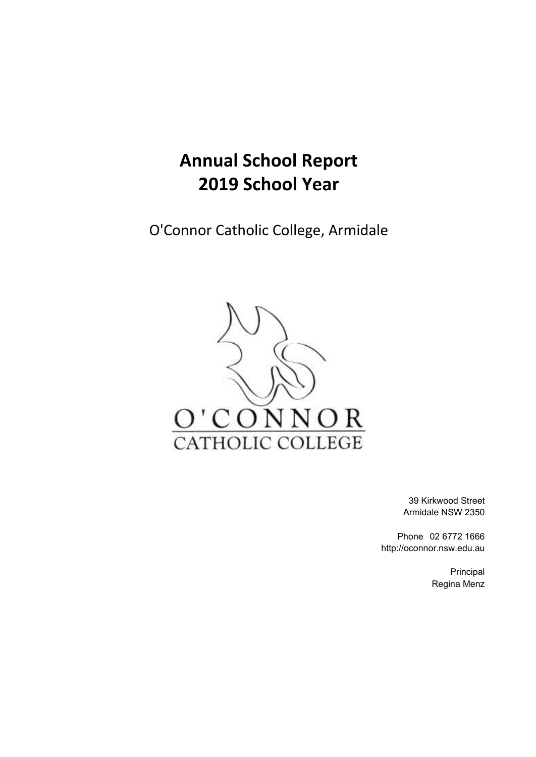# Annual School Report
# 2019 School Year

O'Connor Catholic College, Armidale

O'CONNOR
CATHOLIC COLLEGE

39 Kirkwood Street
Armidale NSW 2350

Phone 02 6772 1666
http://oconnor.nsw.edu.au

Principal
Regina Menz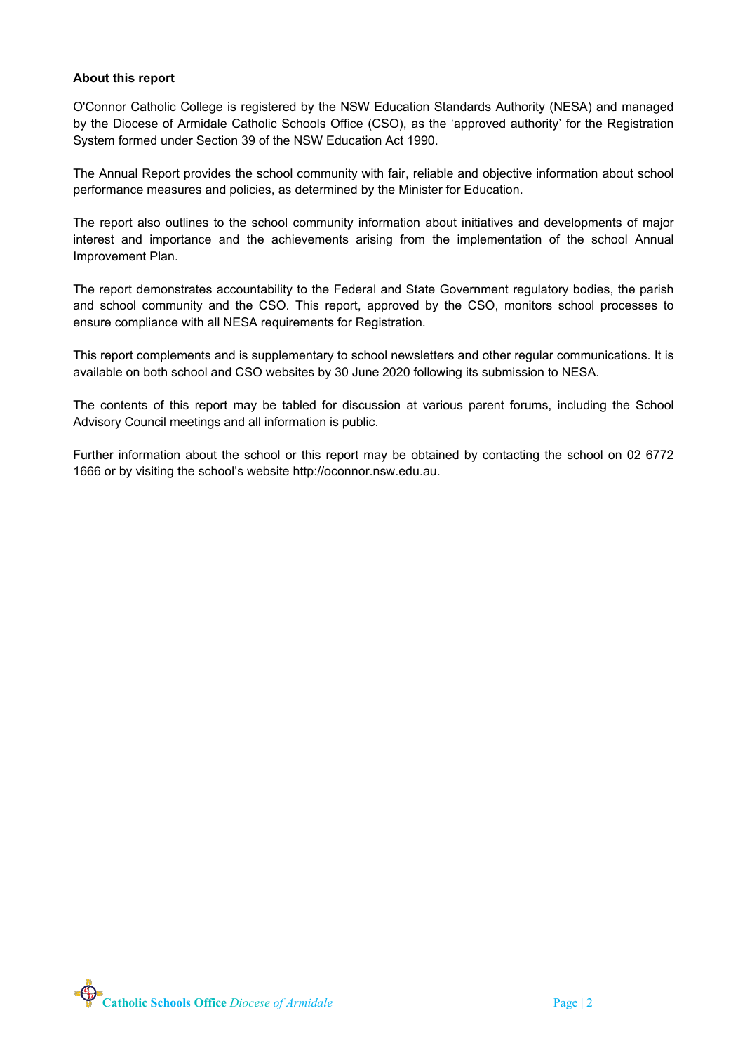**About this report**

O'Connor Catholic College is registered by the NSW Education Standards Authority (NESA) and managed by the Diocese of Armidale Catholic Schools Office (CSO), as the 'approved authority' for the Registration System formed under Section 39 of the NSW Education Act 1990.

The Annual Report provides the school community with fair, reliable and objective information about school performance measures and policies, as determined by the Minister for Education.

The report also outlines to the school community information about initiatives and developments of major interest and importance and the achievements arising from the implementation of the school Annual Improvement Plan.

The report demonstrates accountability to the Federal and State Government regulatory bodies, the parish and school community and the CSO. This report, approved by the CSO, monitors school processes to ensure compliance with all NESA requirements for Registration.

This report complements and is supplementary to school newsletters and other regular communications. It is available on both school and CSO websites by 30 June 2020 following its submission to NESA.

The contents of this report may be tabled for discussion at various parent forums, including the School Advisory Council meetings and all information is public.

Further information about the school or this report may be obtained by contacting the school on 02 6772 1666 or by visiting the school's website http://oconnor.nsw.edu.au.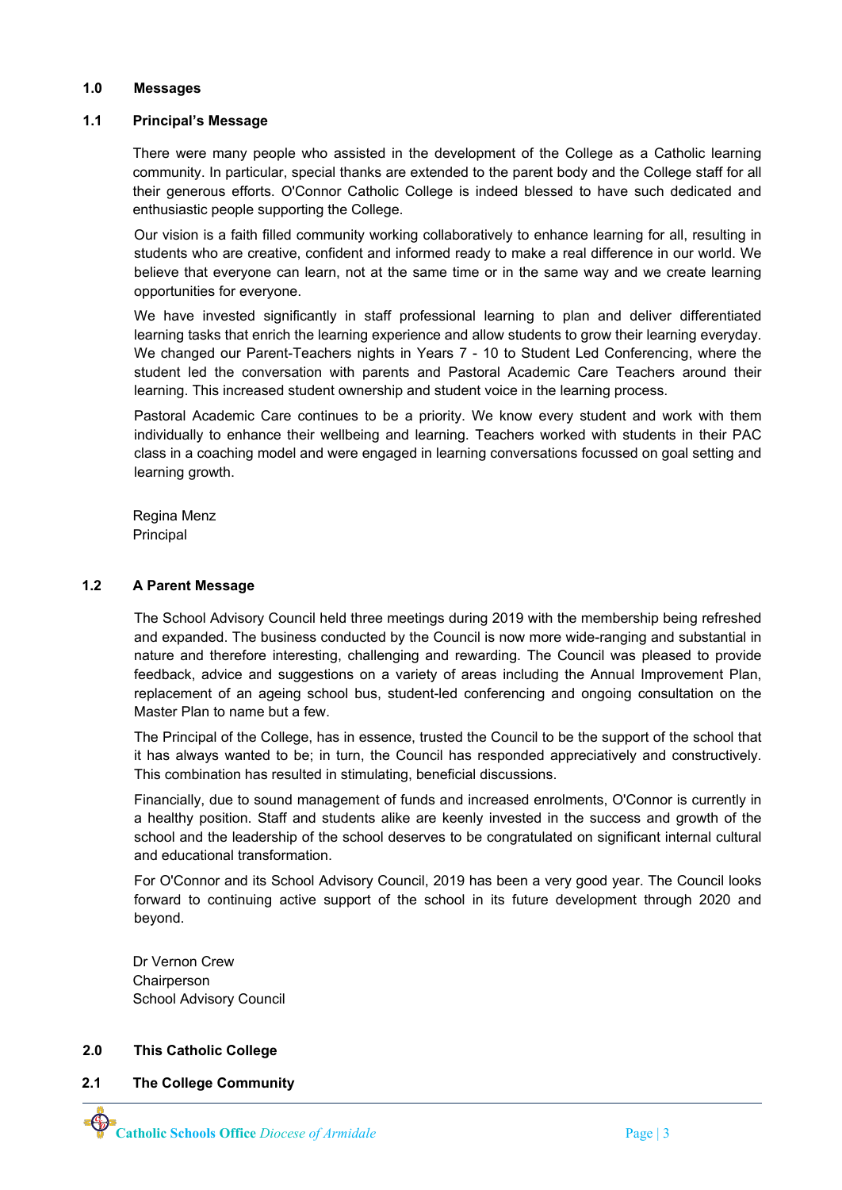## 1.0 Messages

### 1.1 Principal's Message

There were many people who assisted in the development of the College as a Catholic learning community. In particular, special thanks are extended to the parent body and the College staff for all their generous efforts. O'Connor Catholic College is indeed blessed to have such dedicated and enthusiastic people supporting the College.

Our vision is a faith filled community working collaboratively to enhance learning for all, resulting in students who are creative, confident and informed ready to make a real difference in our world. We believe that everyone can learn, not at the same time or in the same way and we create learning opportunities for everyone.

We have invested significantly in staff professional learning to plan and deliver differentiated learning tasks that enrich the learning experience and allow students to grow their learning everyday. We changed our Parent-Teachers nights in Years 7 - 10 to Student Led Conferencing, where the student led the conversation with parents and Pastoral Academic Care Teachers around their learning. This increased student ownership and student voice in the learning process.

Pastoral Academic Care continues to be a priority. We know every student and work with them individually to enhance their wellbeing and learning. Teachers worked with students in their PAC class in a coaching model and were engaged in learning conversations focussed on goal setting and learning growth.

Regina Menz
Principal

### 1.2 A Parent Message

The School Advisory Council held three meetings during 2019 with the membership being refreshed and expanded. The business conducted by the Council is now more wide-ranging and substantial in nature and therefore interesting, challenging and rewarding. The Council was pleased to provide feedback, advice and suggestions on a variety of areas including the Annual Improvement Plan, replacement of an ageing school bus, student-led conferencing and ongoing consultation on the Master Plan to name but a few.

The Principal of the College, has in essence, trusted the Council to be the support of the school that it has always wanted to be; in turn, the Council has responded appreciatively and constructively. This combination has resulted in stimulating, beneficial discussions.

Financially, due to sound management of funds and increased enrolments, O'Connor is currently in a healthy position. Staff and students alike are keenly invested in the success and growth of the school and the leadership of the school deserves to be congratulated on significant internal cultural and educational transformation.

For O'Connor and its School Advisory Council, 2019 has been a very good year. The Council looks forward to continuing active support of the school in its future development through 2020 and beyond.

Dr Vernon Crew
Chairperson
School Advisory Council

## 2.0 This Catholic College

### 2.1 The College Community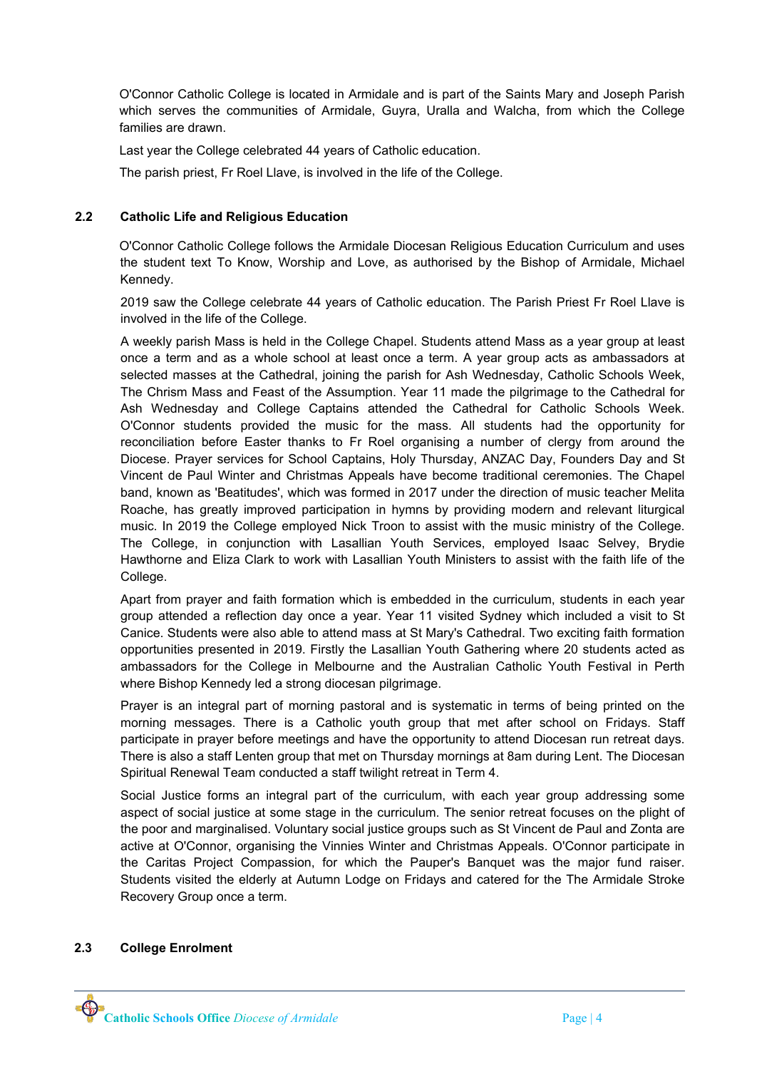O'Connor Catholic College is located in Armidale and is part of the Saints Mary and Joseph Parish which serves the communities of Armidale, Guyra, Uralla and Walcha, from which the College families are drawn.

Last year the College celebrated 44 years of Catholic education.

The parish priest, Fr Roel Llave, is involved in the life of the College.

## 2.2 Catholic Life and Religious Education

O'Connor Catholic College follows the Armidale Diocesan Religious Education Curriculum and uses the student text To Know, Worship and Love, as authorised by the Bishop of Armidale, Michael Kennedy.

2019 saw the College celebrate 44 years of Catholic education. The Parish Priest Fr Roel Llave is involved in the life of the College.

A weekly parish Mass is held in the College Chapel. Students attend Mass as a year group at least once a term and as a whole school at least once a term. A year group acts as ambassadors at selected masses at the Cathedral, joining the parish for Ash Wednesday, Catholic Schools Week, The Chrism Mass and Feast of the Assumption. Year 11 made the pilgrimage to the Cathedral for Ash Wednesday and College Captains attended the Cathedral for Catholic Schools Week. O'Connor students provided the music for the mass. All students had the opportunity for reconciliation before Easter thanks to Fr Roel organising a number of clergy from around the Diocese. Prayer services for School Captains, Holy Thursday, ANZAC Day, Founders Day and St Vincent de Paul Winter and Christmas Appeals have become traditional ceremonies. The Chapel band, known as 'Beatitudes', which was formed in 2017 under the direction of music teacher Melita Roache, has greatly improved participation in hymns by providing modern and relevant liturgical music. In 2019 the College employed Nick Troon to assist with the music ministry of the College. The College, in conjunction with Lasallian Youth Services, employed Isaac Selvey, Brydie Hawthorne and Eliza Clark to work with Lasallian Youth Ministers to assist with the faith life of the College.

Apart from prayer and faith formation which is embedded in the curriculum, students in each year group attended a reflection day once a year. Year 11 visited Sydney which included a visit to St Canice. Students were also able to attend mass at St Mary's Cathedral. Two exciting faith formation opportunities presented in 2019. Firstly the Lasallian Youth Gathering where 20 students acted as ambassadors for the College in Melbourne and the Australian Catholic Youth Festival in Perth where Bishop Kennedy led a strong diocesan pilgrimage.

Prayer is an integral part of morning pastoral and is systematic in terms of being printed on the morning messages. There is a Catholic youth group that met after school on Fridays. Staff participate in prayer before meetings and have the opportunity to attend Diocesan run retreat days. There is also a staff Lenten group that met on Thursday mornings at 8am during Lent. The Diocesan Spiritual Renewal Team conducted a staff twilight retreat in Term 4.

Social Justice forms an integral part of the curriculum, with each year group addressing some aspect of social justice at some stage in the curriculum. The senior retreat focuses on the plight of the poor and marginalised. Voluntary social justice groups such as St Vincent de Paul and Zonta are active at O'Connor, organising the Vinnies Winter and Christmas Appeals. O'Connor participate in the Caritas Project Compassion, for which the Pauper's Banquet was the major fund raiser. Students visited the elderly at Autumn Lodge on Fridays and catered for the The Armidale Stroke Recovery Group once a term.

## 2.3 College Enrolment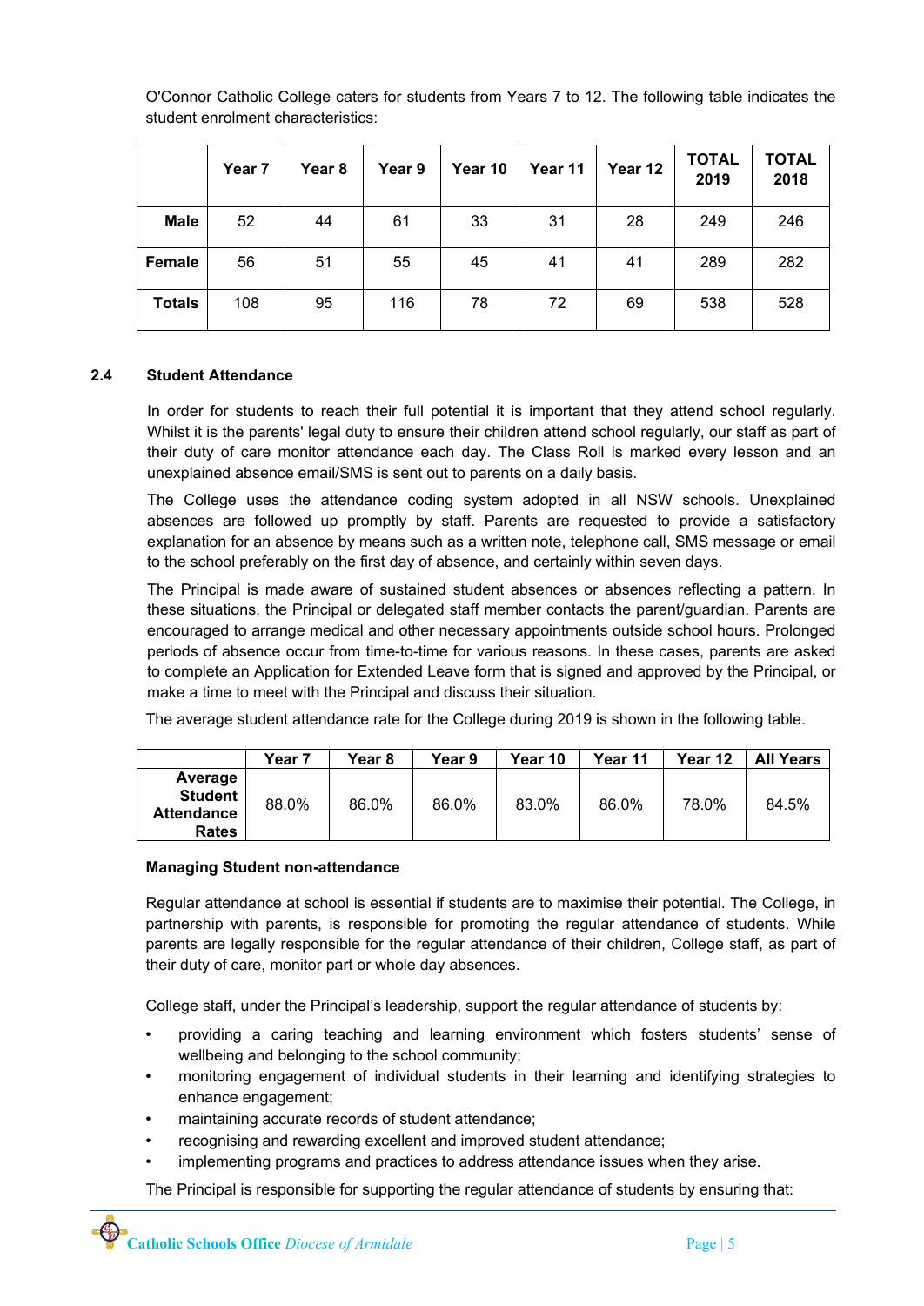O'Connor Catholic College caters for students from Years 7 to 12. The following table indicates the student enrolment characteristics:

| | Year 7 | Year 8 | Year 9 | Year 10 | Year 11 | Year 12 | TOTAL 2019 | TOTAL 2018 |
|---|---|---|---|---|---|---|---|---|
| **Male** | 52 | 44 | 61 | 33 | 31 | 28 | 249 | 246 |
| **Female** | 56 | 51 | 55 | 45 | 41 | 41 | 289 | 282 |
| **Totals** | 108 | 95 | 116 | 78 | 72 | 69 | 538 | 528 |

## 2.4 Student Attendance

In order for students to reach their full potential it is important that they attend school regularly. Whilst it is the parents' legal duty to ensure their children attend school regularly, our staff as part of their duty of care monitor attendance each day. The Class Roll is marked every lesson and an unexplained absence email/SMS is sent out to parents on a daily basis.

The College uses the attendance coding system adopted in all NSW schools. Unexplained absences are followed up promptly by staff. Parents are requested to provide a satisfactory explanation for an absence by means such as a written note, telephone call, SMS message or email to the school preferably on the first day of absence, and certainly within seven days.

The Principal is made aware of sustained student absences or absences reflecting a pattern. In these situations, the Principal or delegated staff member contacts the parent/guardian. Parents are encouraged to arrange medical and other necessary appointments outside school hours. Prolonged periods of absence occur from time-to-time for various reasons. In these cases, parents are asked to complete an Application for Extended Leave form that is signed and approved by the Principal, or make a time to meet with the Principal and discuss their situation.

The average student attendance rate for the College during 2019 is shown in the following table.

| | Year 7 | Year 8 | Year 9 | Year 10 | Year 11 | Year 12 | All Years |
|---|---|---|---|---|---|---|---|
| **Average Student Attendance Rates** | 88.0% | 86.0% | 86.0% | 83.0% | 86.0% | 78.0% | 84.5% |

**Managing Student non-attendance**

Regular attendance at school is essential if students are to maximise their potential. The College, in partnership with parents, is responsible for promoting the regular attendance of students. While parents are legally responsible for the regular attendance of their children, College staff, as part of their duty of care, monitor part or whole day absences.

College staff, under the Principal's leadership, support the regular attendance of students by:

- providing a caring teaching and learning environment which fosters students' sense of wellbeing and belonging to the school community;
- monitoring engagement of individual students in their learning and identifying strategies to enhance engagement;
- maintaining accurate records of student attendance;
- recognising and rewarding excellent and improved student attendance;
- implementing programs and practices to address attendance issues when they arise.

The Principal is responsible for supporting the regular attendance of students by ensuring that: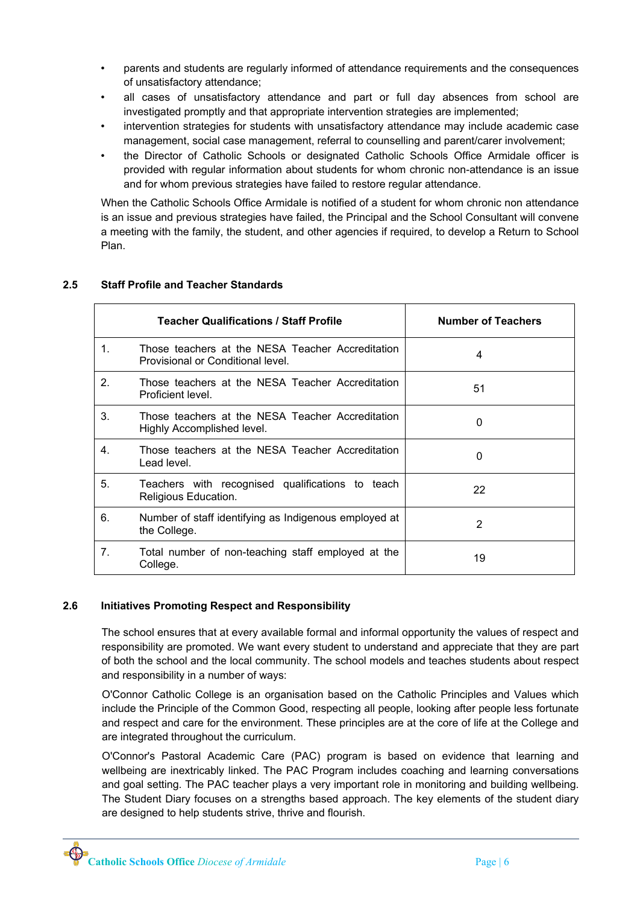- parents and students are regularly informed of attendance requirements and the consequences of unsatisfactory attendance;
- all cases of unsatisfactory attendance and part or full day absences from school are investigated promptly and that appropriate intervention strategies are implemented;
- intervention strategies for students with unsatisfactory attendance may include academic case management, social case management, referral to counselling and parent/carer involvement;
- the Director of Catholic Schools or designated Catholic Schools Office Armidale officer is provided with regular information about students for whom chronic non-attendance is an issue and for whom previous strategies have failed to restore regular attendance.

When the Catholic Schools Office Armidale is notified of a student for whom chronic non attendance is an issue and previous strategies have failed, the Principal and the School Consultant will convene a meeting with the family, the student, and other agencies if required, to develop a Return to School Plan.

### 2.5 Staff Profile and Teacher Standards

| | Teacher Qualifications / Staff Profile | Number of Teachers |
|---|---|---|
| 1. | Those teachers at the NESA Teacher Accreditation Provisional or Conditional level. | 4 |
| 2. | Those teachers at the NESA Teacher Accreditation Proficient level. | 51 |
| 3. | Those teachers at the NESA Teacher Accreditation Highly Accomplished level. | 0 |
| 4. | Those teachers at the NESA Teacher Accreditation Lead level. | 0 |
| 5. | Teachers with recognised qualifications to teach Religious Education. | 22 |
| 6. | Number of staff identifying as Indigenous employed at the College. | 2 |
| 7. | Total number of non-teaching staff employed at the College. | 19 |

### 2.6 Initiatives Promoting Respect and Responsibility

The school ensures that at every available formal and informal opportunity the values of respect and responsibility are promoted. We want every student to understand and appreciate that they are part of both the school and the local community. The school models and teaches students about respect and responsibility in a number of ways:

O'Connor Catholic College is an organisation based on the Catholic Principles and Values which include the Principle of the Common Good, respecting all people, looking after people less fortunate and respect and care for the environment. These principles are at the core of life at the College and are integrated throughout the curriculum.

O'Connor's Pastoral Academic Care (PAC) program is based on evidence that learning and wellbeing are inextricably linked. The PAC Program includes coaching and learning conversations and goal setting. The PAC teacher plays a very important role in monitoring and building wellbeing. The Student Diary focuses on a strengths based approach. The key elements of the student diary are designed to help students strive, thrive and flourish.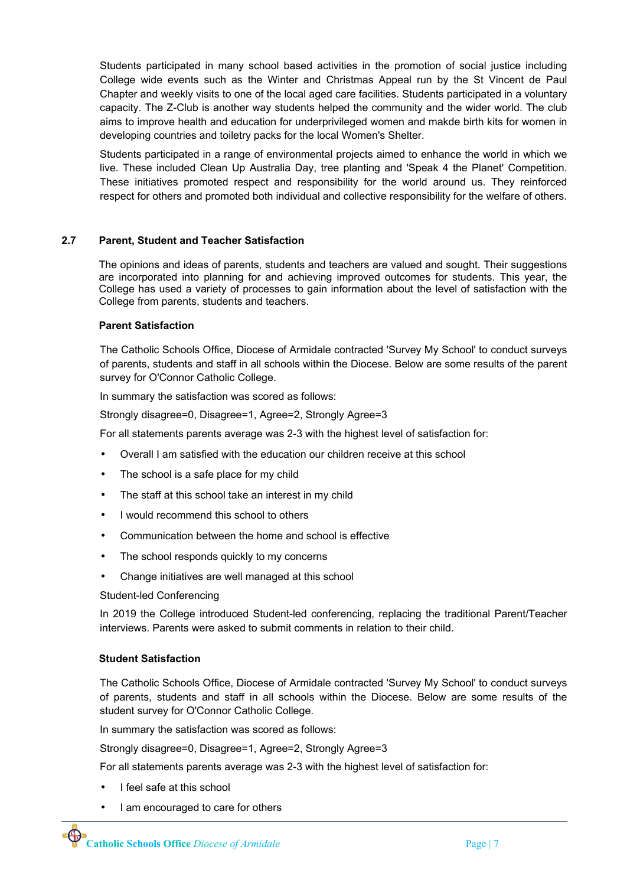Students participated in many school based activities in the promotion of social justice including College wide events such as the Winter and Christmas Appeal run by the St Vincent de Paul Chapter and weekly visits to one of the local aged care facilities. Students participated in a voluntary capacity. The Z-Club is another way students helped the community and the wider world. The club aims to improve health and education for underprivileged women and makde birth kits for women in developing countries and toiletry packs for the local Women's Shelter.

Students participated in a range of environmental projects aimed to enhance the world in which we live. These included Clean Up Australia Day, tree planting and 'Speak 4 the Planet' Competition. These initiatives promoted respect and responsibility for the world around us. They reinforced respect for others and promoted both individual and collective responsibility for the welfare of others.

## 2.7 Parent, Student and Teacher Satisfaction

The opinions and ideas of parents, students and teachers are valued and sought. Their suggestions are incorporated into planning for and achieving improved outcomes for students. This year, the College has used a variety of processes to gain information about the level of satisfaction with the College from parents, students and teachers.

### Parent Satisfaction

The Catholic Schools Office, Diocese of Armidale contracted 'Survey My School' to conduct surveys of parents, students and staff in all schools within the Diocese. Below are some results of the parent survey for O'Connor Catholic College.

In summary the satisfaction was scored as follows:

Strongly disagree=0, Disagree=1, Agree=2, Strongly Agree=3

For all statements parents average was 2-3 with the highest level of satisfaction for:

- Overall I am satisfied with the education our children receive at this school
- The school is a safe place for my child
- The staff at this school take an interest in my child
- I would recommend this school to others
- Communication between the home and school is effective
- The school responds quickly to my concerns
- Change initiatives are well managed at this school

Student-led Conferencing

In 2019 the College introduced Student-led conferencing, replacing the traditional Parent/Teacher interviews. Parents were asked to submit comments in relation to their child.

### Student Satisfaction

The Catholic Schools Office, Diocese of Armidale contracted 'Survey My School' to conduct surveys of parents, students and staff in all schools within the Diocese. Below are some results of the student survey for O'Connor Catholic College.

In summary the satisfaction was scored as follows:

Strongly disagree=0, Disagree=1, Agree=2, Strongly Agree=3

For all statements parents average was 2-3 with the highest level of satisfaction for:

- I feel safe at this school
- I am encouraged to care for others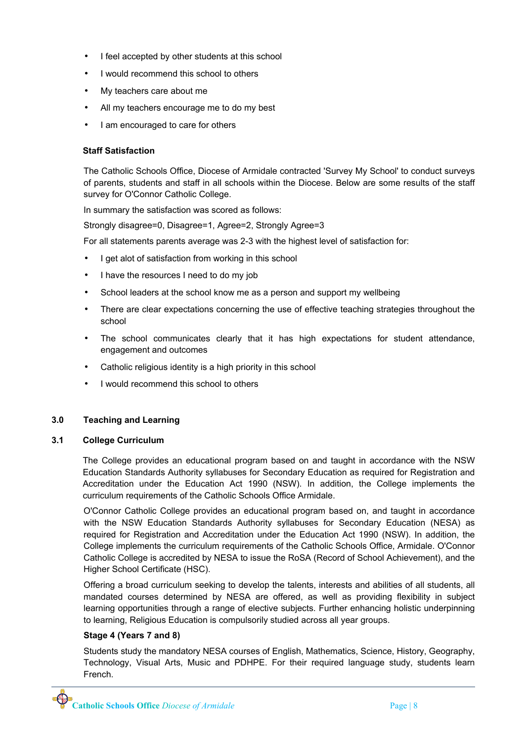- I feel accepted by other students at this school
- I would recommend this school to others
- My teachers care about me
- All my teachers encourage me to do my best
- I am encouraged to care for others

**Staff Satisfaction**

The Catholic Schools Office, Diocese of Armidale contracted 'Survey My School' to conduct surveys of parents, students and staff in all schools within the Diocese. Below are some results of the staff survey for O'Connor Catholic College.

In summary the satisfaction was scored as follows:

Strongly disagree=0, Disagree=1, Agree=2, Strongly Agree=3

For all statements parents average was 2-3 with the highest level of satisfaction for:

- I get alot of satisfaction from working in this school
- I have the resources I need to do my job
- School leaders at the school know me as a person and support my wellbeing
- There are clear expectations concerning the use of effective teaching strategies throughout the school
- The school communicates clearly that it has high expectations for student attendance, engagement and outcomes
- Catholic religious identity is a high priority in this school
- I would recommend this school to others

## 3.0 Teaching and Learning

### 3.1 College Curriculum

The College provides an educational program based on and taught in accordance with the NSW Education Standards Authority syllabuses for Secondary Education as required for Registration and Accreditation under the Education Act 1990 (NSW). In addition, the College implements the curriculum requirements of the Catholic Schools Office Armidale.

O'Connor Catholic College provides an educational program based on, and taught in accordance with the NSW Education Standards Authority syllabuses for Secondary Education (NESA) as required for Registration and Accreditation under the Education Act 1990 (NSW). In addition, the College implements the curriculum requirements of the Catholic Schools Office, Armidale. O'Connor Catholic College is accredited by NESA to issue the RoSA (Record of School Achievement), and the Higher School Certificate (HSC).

Offering a broad curriculum seeking to develop the talents, interests and abilities of all students, all mandated courses determined by NESA are offered, as well as providing flexibility in subject learning opportunities through a range of elective subjects. Further enhancing holistic underpinning to learning, Religious Education is compulsorily studied across all year groups.

**Stage 4 (Years 7 and 8)**

Students study the mandatory NESA courses of English, Mathematics, Science, History, Geography, Technology, Visual Arts, Music and PDHPE. For their required language study, students learn French.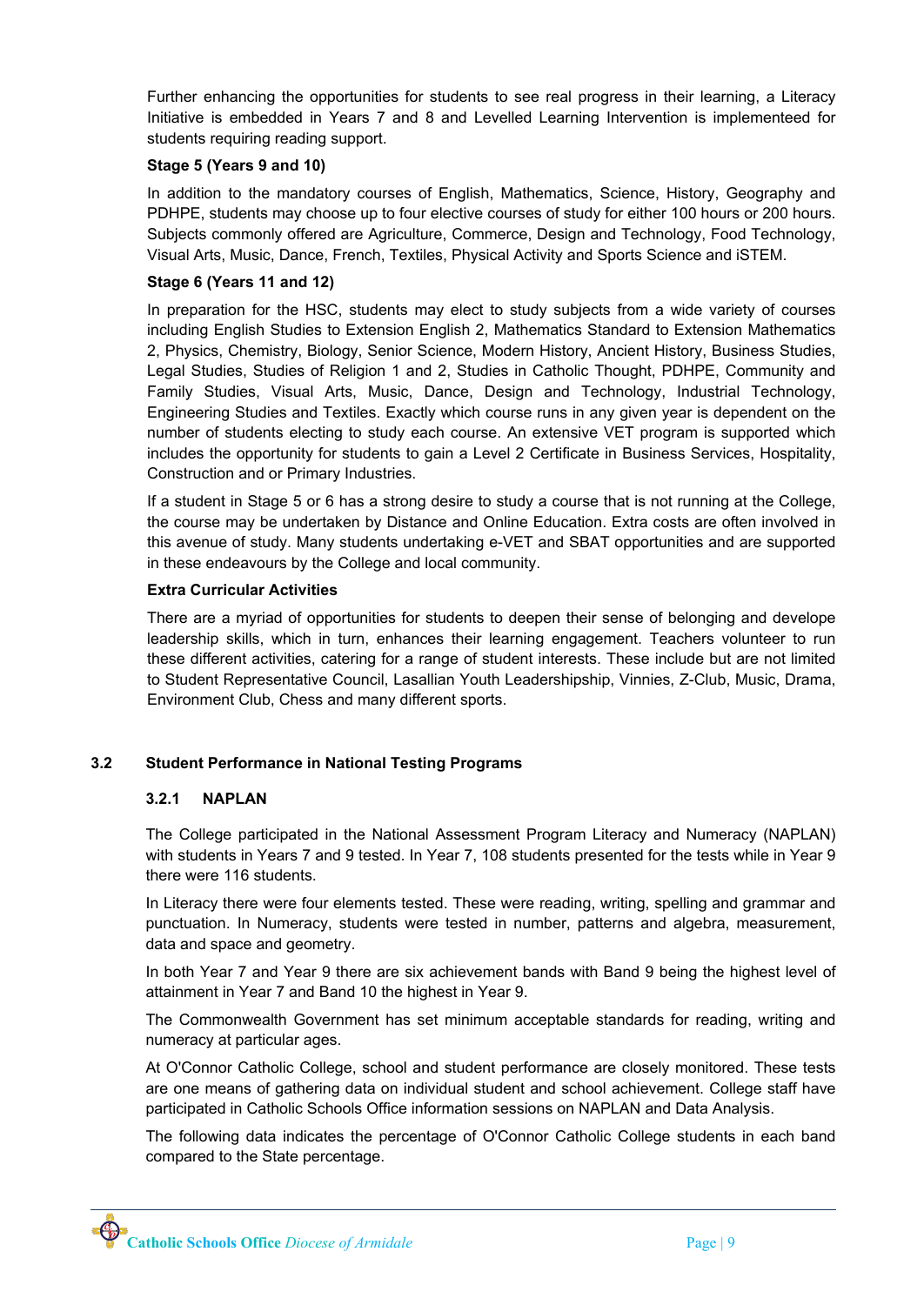Further enhancing the opportunities for students to see real progress in their learning, a Literacy Initiative is embedded in Years 7 and 8 and Levelled Learning Intervention is implementeed for students requiring reading support.

**Stage 5 (Years 9 and 10)**

In addition to the mandatory courses of English, Mathematics, Science, History, Geography and PDHPE, students may choose up to four elective courses of study for either 100 hours or 200 hours. Subjects commonly offered are Agriculture, Commerce, Design and Technology, Food Technology, Visual Arts, Music, Dance, French, Textiles, Physical Activity and Sports Science and iSTEM.

**Stage 6 (Years 11 and 12)**

In preparation for the HSC, students may elect to study subjects from a wide variety of courses including English Studies to Extension English 2, Mathematics Standard to Extension Mathematics 2, Physics, Chemistry, Biology, Senior Science, Modern History, Ancient History, Business Studies, Legal Studies, Studies of Religion 1 and 2, Studies in Catholic Thought, PDHPE, Community and Family Studies, Visual Arts, Music, Dance, Design and Technology, Industrial Technology, Engineering Studies and Textiles. Exactly which course runs in any given year is dependent on the number of students electing to study each course. An extensive VET program is supported which includes the opportunity for students to gain a Level 2 Certificate in Business Services, Hospitality, Construction and or Primary Industries.

If a student in Stage 5 or 6 has a strong desire to study a course that is not running at the College, the course may be undertaken by Distance and Online Education. Extra costs are often involved in this avenue of study. Many students undertaking e-VET and SBAT opportunities and are supported in these endeavours by the College and local community.

**Extra Curricular Activities**

There are a myriad of opportunities for students to deepen their sense of belonging and develope leadership skills, which in turn, enhances their learning engagement. Teachers volunteer to run these different activities, catering for a range of student interests. These include but are not limited to Student Representative Council, Lasallian Youth Leadershipship, Vinnies, Z-Club, Music, Drama, Environment Club, Chess and many different sports.

## 3.2 Student Performance in National Testing Programs

### 3.2.1 NAPLAN

The College participated in the National Assessment Program Literacy and Numeracy (NAPLAN) with students in Years 7 and 9 tested. In Year 7, 108 students presented for the tests while in Year 9 there were 116 students.

In Literacy there were four elements tested. These were reading, writing, spelling and grammar and punctuation. In Numeracy, students were tested in number, patterns and algebra, measurement, data and space and geometry.

In both Year 7 and Year 9 there are six achievement bands with Band 9 being the highest level of attainment in Year 7 and Band 10 the highest in Year 9.

The Commonwealth Government has set minimum acceptable standards for reading, writing and numeracy at particular ages.

At O'Connor Catholic College, school and student performance are closely monitored. These tests are one means of gathering data on individual student and school achievement. College staff have participated in Catholic Schools Office information sessions on NAPLAN and Data Analysis.

The following data indicates the percentage of O'Connor Catholic College students in each band compared to the State percentage.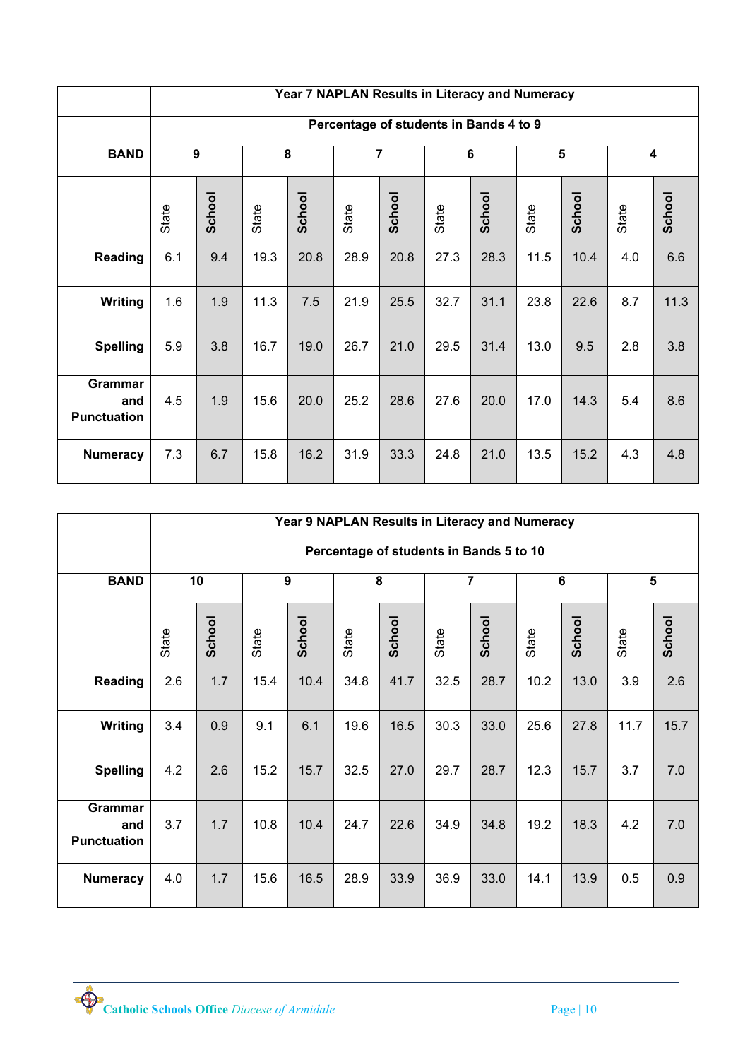| | Year 7 NAPLAN Results in Literacy and Numeracy | | | | | | | | | | | |
|---|---|---|---|---|---|---|---|---|---|---|---|---|
| | Percentage of students in Bands 4 to 9 | | | | | | | | | | | |
| **BAND** | **9** | | **8** | | **7** | | **6** | | **5** | | **4** | |
| | State | **School** | State | **School** | State | **School** | State | **School** | State | **School** | State | **School** |
| **Reading** | 6.1 | 9.4 | 19.3 | 20.8 | 28.9 | 20.8 | 27.3 | 28.3 | 11.5 | 10.4 | 4.0 | 6.6 |
| **Writing** | 1.6 | 1.9 | 11.3 | 7.5 | 21.9 | 25.5 | 32.7 | 31.1 | 23.8 | 22.6 | 8.7 | 11.3 |
| **Spelling** | 5.9 | 3.8 | 16.7 | 19.0 | 26.7 | 21.0 | 29.5 | 31.4 | 13.0 | 9.5 | 2.8 | 3.8 |
| **Grammar and Punctuation** | 4.5 | 1.9 | 15.6 | 20.0 | 25.2 | 28.6 | 27.6 | 20.0 | 17.0 | 14.3 | 5.4 | 8.6 |
| **Numeracy** | 7.3 | 6.7 | 15.8 | 16.2 | 31.9 | 33.3 | 24.8 | 21.0 | 13.5 | 15.2 | 4.3 | 4.8 |

| | Year 9 NAPLAN Results in Literacy and Numeracy | | | | | | | | | | | |
|---|---|---|---|---|---|---|---|---|---|---|---|---|
| | Percentage of students in Bands 5 to 10 | | | | | | | | | | | |
| **BAND** | **10** | | **9** | | **8** | | **7** | | **6** | | **5** | |
| | State | **School** | State | **School** | State | **School** | State | **School** | State | **School** | State | **School** |
| **Reading** | 2.6 | 1.7 | 15.4 | 10.4 | 34.8 | 41.7 | 32.5 | 28.7 | 10.2 | 13.0 | 3.9 | 2.6 |
| **Writing** | 3.4 | 0.9 | 9.1 | 6.1 | 19.6 | 16.5 | 30.3 | 33.0 | 25.6 | 27.8 | 11.7 | 15.7 |
| **Spelling** | 4.2 | 2.6 | 15.2 | 15.7 | 32.5 | 27.0 | 29.7 | 28.7 | 12.3 | 15.7 | 3.7 | 7.0 |
| **Grammar and Punctuation** | 3.7 | 1.7 | 10.8 | 10.4 | 24.7 | 22.6 | 34.9 | 34.8 | 19.2 | 18.3 | 4.2 | 7.0 |
| **Numeracy** | 4.0 | 1.7 | 15.6 | 16.5 | 28.9 | 33.9 | 36.9 | 33.0 | 14.1 | 13.9 | 0.5 | 0.9 |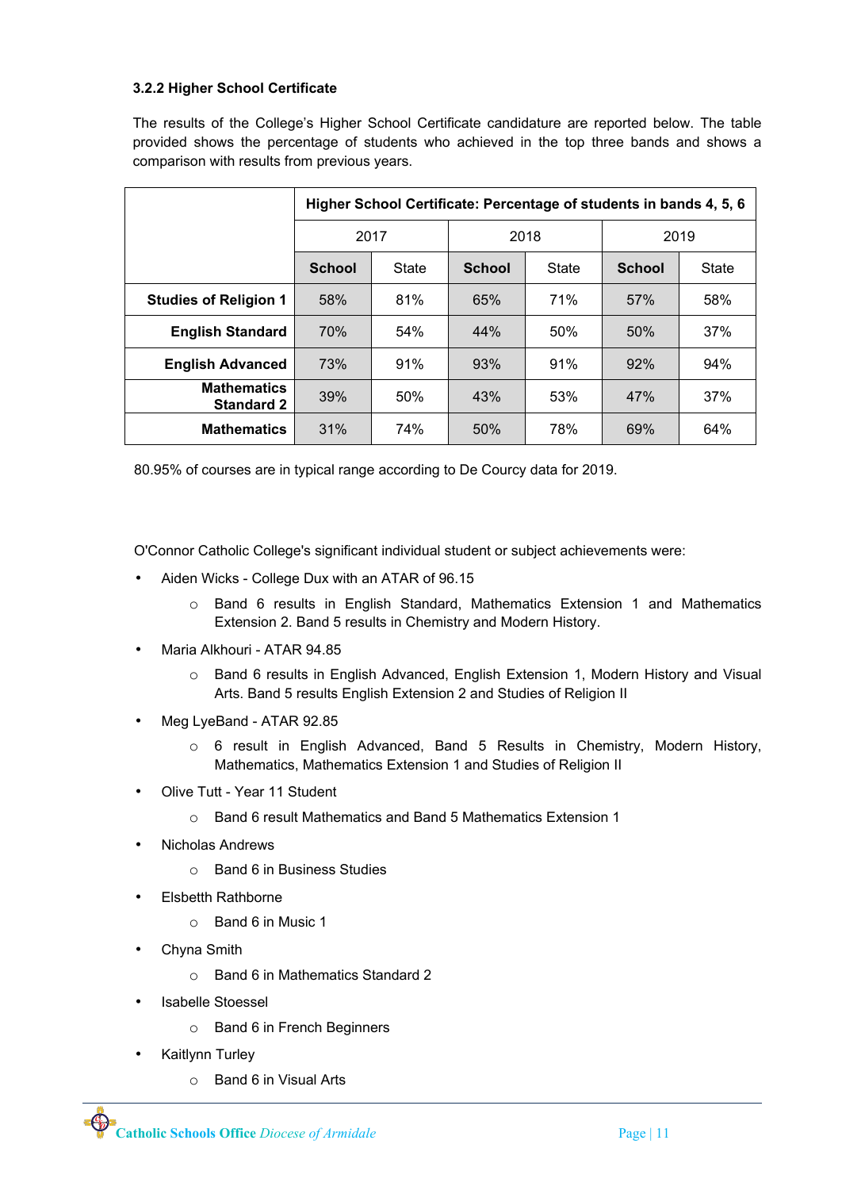### 3.2.2 Higher School Certificate

The results of the College's Higher School Certificate candidature are reported below. The table provided shows the percentage of students who achieved in the top three bands and shows a comparison with results from previous years.

| | Higher School Certificate: Percentage of students in bands 4, 5, 6 | | | | | |
|---|---|---|---|---|---|---|
| | 2017 | | 2018 | | 2019 | |
| | **School** | State | **School** | State | **School** | State |
| **Studies of Religion 1** | 58% | 81% | 65% | 71% | 57% | 58% |
| **English Standard** | 70% | 54% | 44% | 50% | 50% | 37% |
| **English Advanced** | 73% | 91% | 93% | 91% | 92% | 94% |
| **Mathematics Standard 2** | 39% | 50% | 43% | 53% | 47% | 37% |
| **Mathematics** | 31% | 74% | 50% | 78% | 69% | 64% |

80.95% of courses are in typical range according to De Courcy data for 2019.

O'Connor Catholic College's significant individual student or subject achievements were:

- Aiden Wicks - College Dux with an ATAR of 96.15
  - Band 6 results in English Standard, Mathematics Extension 1 and Mathematics Extension 2. Band 5 results in Chemistry and Modern History.
- Maria Alkhouri - ATAR 94.85
  - Band 6 results in English Advanced, English Extension 1, Modern History and Visual Arts. Band 5 results English Extension 2 and Studies of Religion II
- Meg LyeBand - ATAR 92.85
  - 6 result in English Advanced, Band 5 Results in Chemistry, Modern History, Mathematics, Mathematics Extension 1 and Studies of Religion II
- Olive Tutt - Year 11 Student
  - Band 6 result Mathematics and Band 5 Mathematics Extension 1
- Nicholas Andrews
  - Band 6 in Business Studies
- Elsbetth Rathborne
  - Band 6 in Music 1
- Chyna Smith
  - Band 6 in Mathematics Standard 2
- Isabelle Stoessel
  - Band 6 in French Beginners
- Kaitlynn Turley
  - Band 6 in Visual Arts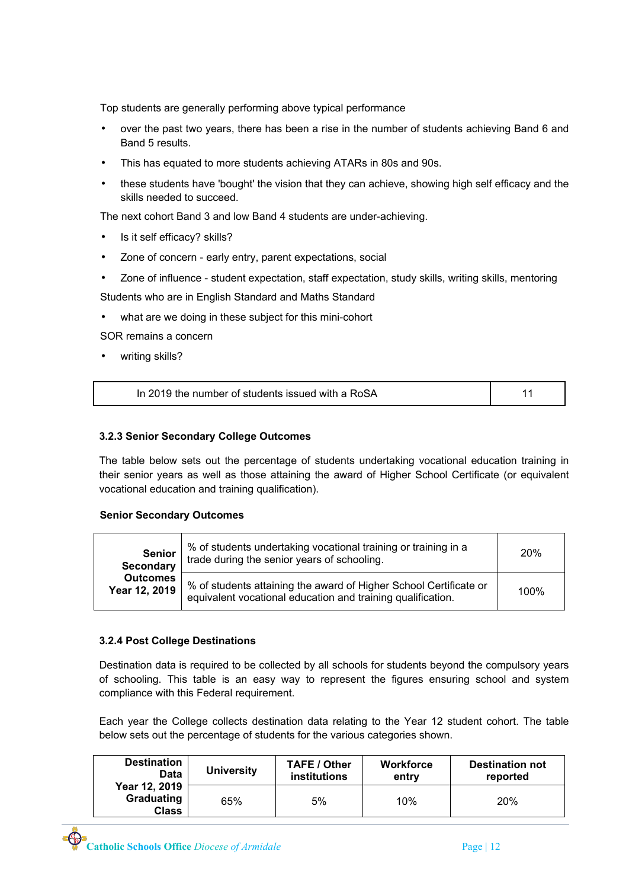Top students are generally performing above typical performance

- over the past two years, there has been a rise in the number of students achieving Band 6 and Band 5 results.
- This has equated to more students achieving ATARs in 80s and 90s.
- these students have 'bought' the vision that they can achieve, showing high self efficacy and the skills needed to succeed.

The next cohort Band 3 and low Band 4 students are under-achieving.

- Is it self efficacy? skills?
- Zone of concern - early entry, parent expectations, social
- Zone of influence - student expectation, staff expectation, study skills, writing skills, mentoring

Students who are in English Standard and Maths Standard

- what are we doing in these subject for this mini-cohort

SOR remains a concern

- writing skills?

| In 2019 the number of students issued with a RoSA | 11 |
|---|---|

### 3.2.3 Senior Secondary College Outcomes

The table below sets out the percentage of students undertaking vocational education training in their senior years as well as those attaining the award of Higher School Certificate (or equivalent vocational education and training qualification).

**Senior Secondary Outcomes**

| **Senior Secondary Outcomes Year 12, 2019** | % of students undertaking vocational training or training in a trade during the senior years of schooling. | 20% |
|---|---|---|
| | % of students attaining the award of Higher School Certificate or equivalent vocational education and training qualification. | 100% |

### 3.2.4 Post College Destinations

Destination data is required to be collected by all schools for students beyond the compulsory years of schooling. This table is an easy way to represent the figures ensuring school and system compliance with this Federal requirement.

Each year the College collects destination data relating to the Year 12 student cohort. The table below sets out the percentage of students for the various categories shown.

| **Destination Data Year 12, 2019 Graduating Class** | **University** | **TAFE / Other institutions** | **Workforce entry** | **Destination not reported** |
|---|---|---|---|---|
| | 65% | 5% | 10% | 20% |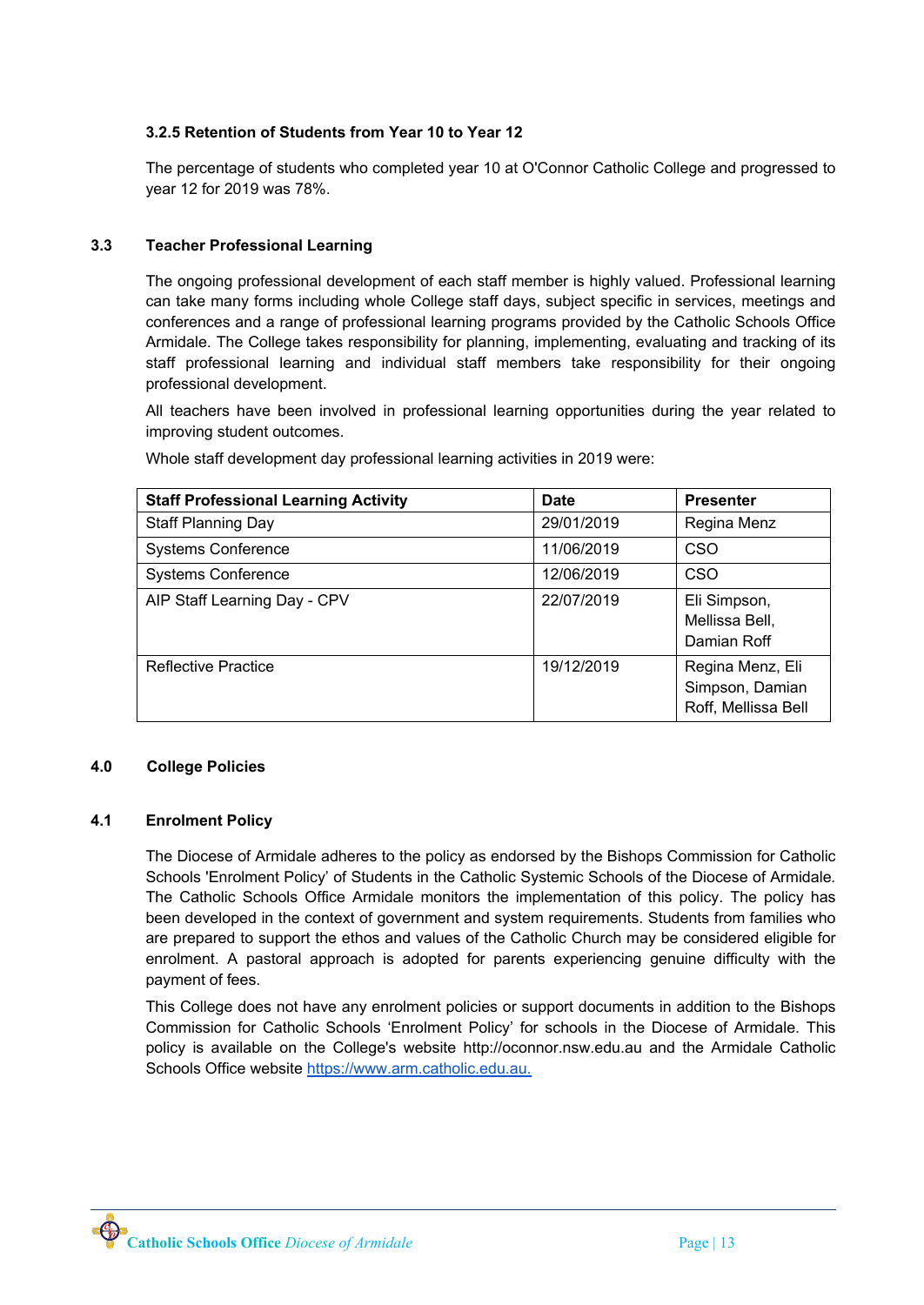#### 3.2.5 Retention of Students from Year 10 to Year 12

The percentage of students who completed year 10 at O'Connor Catholic College and progressed to year 12 for 2019 was 78%.

### 3.3 Teacher Professional Learning

The ongoing professional development of each staff member is highly valued. Professional learning can take many forms including whole College staff days, subject specific in services, meetings and conferences and a range of professional learning programs provided by the Catholic Schools Office Armidale. The College takes responsibility for planning, implementing, evaluating and tracking of its staff professional learning and individual staff members take responsibility for their ongoing professional development.

All teachers have been involved in professional learning opportunities during the year related to improving student outcomes.

Whole staff development day professional learning activities in 2019 were:

| Staff Professional Learning Activity | Date | Presenter |
| --- | --- | --- |
| Staff Planning Day | 29/01/2019 | Regina Menz |
| Systems Conference | 11/06/2019 | CSO |
| Systems Conference | 12/06/2019 | CSO |
| AIP Staff Learning Day - CPV | 22/07/2019 | Eli Simpson, Mellissa Bell, Damian Roff |
| Reflective Practice | 19/12/2019 | Regina Menz, Eli Simpson, Damian Roff, Mellissa Bell |

## 4.0 College Policies

### 4.1 Enrolment Policy

The Diocese of Armidale adheres to the policy as endorsed by the Bishops Commission for Catholic Schools 'Enrolment Policy' of Students in the Catholic Systemic Schools of the Diocese of Armidale*.* The Catholic Schools Office Armidale monitors the implementation of this policy. The policy has been developed in the context of government and system requirements. Students from families who are prepared to support the ethos and values of the Catholic Church may be considered eligible for enrolment. A pastoral approach is adopted for parents experiencing genuine difficulty with the payment of fees.

This College does not have any enrolment policies or support documents in addition to the Bishops Commission for Catholic Schools 'Enrolment Policy' for schools in the Diocese of Armidale. This policy is available on the College's website http://oconnor.nsw.edu.au and the Armidale Catholic Schools Office website https://www.arm.catholic.edu.au.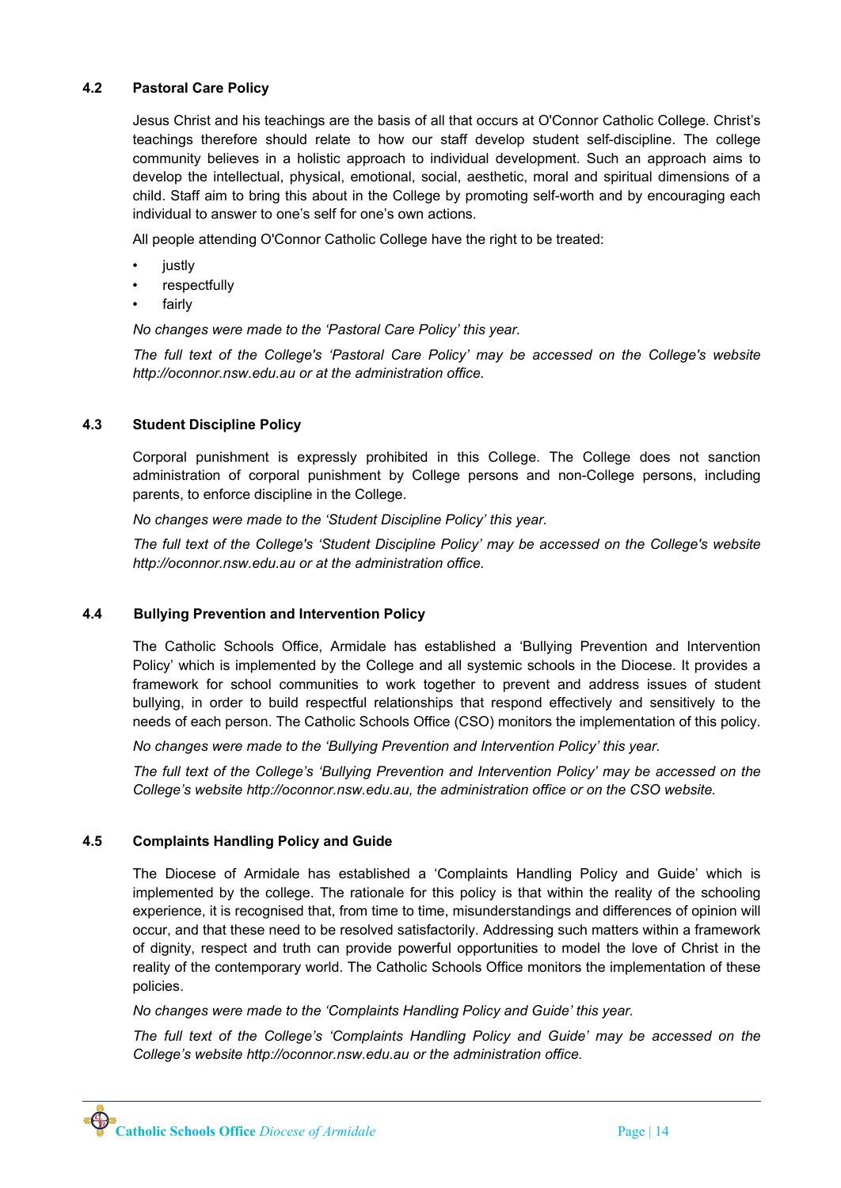### 4.2 Pastoral Care Policy

Jesus Christ and his teachings are the basis of all that occurs at O'Connor Catholic College. Christ's teachings therefore should relate to how our staff develop student self-discipline. The college community believes in a holistic approach to individual development. Such an approach aims to develop the intellectual, physical, emotional, social, aesthetic, moral and spiritual dimensions of a child. Staff aim to bring this about in the College by promoting self-worth and by encouraging each individual to answer to one's self for one's own actions.

All people attending O'Connor Catholic College have the right to be treated:

- justly
- respectfully
- fairly

*No changes were made to the 'Pastoral Care Policy' this year.*

*The full text of the College's 'Pastoral Care Policy' may be accessed on the College's website http://oconnor.nsw.edu.au or at the administration office.*

### 4.3 Student Discipline Policy

Corporal punishment is expressly prohibited in this College. The College does not sanction administration of corporal punishment by College persons and non-College persons, including parents, to enforce discipline in the College.

*No changes were made to the 'Student Discipline Policy' this year.*

*The full text of the College's 'Student Discipline Policy' may be accessed on the College's website http://oconnor.nsw.edu.au or at the administration office.*

### 4.4 Bullying Prevention and Intervention Policy

The Catholic Schools Office, Armidale has established a 'Bullying Prevention and Intervention Policy' which is implemented by the College and all systemic schools in the Diocese. It provides a framework for school communities to work together to prevent and address issues of student bullying, in order to build respectful relationships that respond effectively and sensitively to the needs of each person. The Catholic Schools Office (CSO) monitors the implementation of this policy.

*No changes were made to the 'Bullying Prevention and Intervention Policy' this year.*

*The full text of the College's 'Bullying Prevention and Intervention Policy' may be accessed on the College's website http://oconnor.nsw.edu.au, the administration office or on the CSO website.*

### 4.5 Complaints Handling Policy and Guide

The Diocese of Armidale has established a 'Complaints Handling Policy and Guide' which is implemented by the college. The rationale for this policy is that within the reality of the schooling experience, it is recognised that, from time to time, misunderstandings and differences of opinion will occur, and that these need to be resolved satisfactorily. Addressing such matters within a framework of dignity, respect and truth can provide powerful opportunities to model the love of Christ in the reality of the contemporary world. The Catholic Schools Office monitors the implementation of these policies.

*No changes were made to the 'Complaints Handling Policy and Guide' this year.*

*The full text of the College's 'Complaints Handling Policy and Guide' may be accessed on the College's website http://oconnor.nsw.edu.au or the administration office.*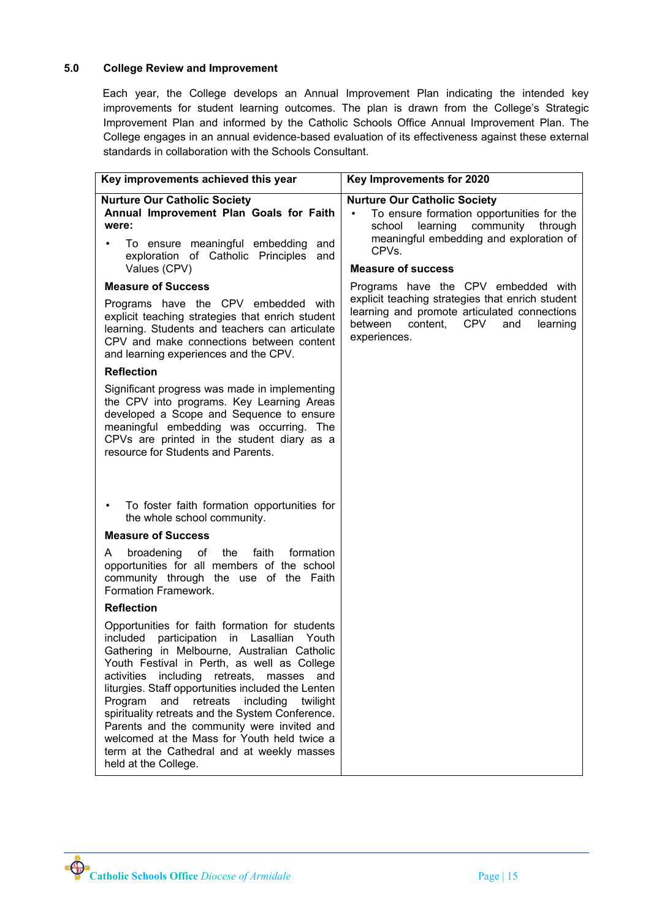## 5.0 College Review and Improvement

Each year, the College develops an Annual Improvement Plan indicating the intended key improvements for student learning outcomes. The plan is drawn from the College's Strategic Improvement Plan and informed by the Catholic Schools Office Annual Improvement Plan. The College engages in an annual evidence-based evaluation of its effectiveness against these external standards in collaboration with the Schools Consultant.

| Key improvements achieved this year | Key Improvements for 2020 |
|---|---|
| **Nurture Our Catholic Society**<br>**Annual Improvement Plan Goals for Faith were:**<br>• To ensure meaningful embedding and exploration of Catholic Principles and Values (CPV)<br>**Measure of Success**<br>Programs have the CPV embedded with explicit teaching strategies that enrich student learning. Students and teachers can articulate CPV and make connections between content and learning experiences and the CPV.<br>**Reflection**<br>Significant progress was made in implementing the CPV into programs. Key Learning Areas developed a Scope and Sequence to ensure meaningful embedding was occurring. The CPVs are printed in the student diary as a resource for Students and Parents.<br>• To foster faith formation opportunities for the whole school community.<br>**Measure of Success**<br>A broadening of the faith formation opportunities for all members of the school community through the use of the Faith Formation Framework.<br>**Reflection**<br>Opportunities for faith formation for students included participation in Lasallian Youth Gathering in Melbourne, Australian Catholic Youth Festival in Perth, as well as College activities including retreats, masses and liturgies. Staff opportunities included the Lenten Program and retreats including twilight spirituality retreats and the System Conference. Parents and the community were invited and welcomed at the Mass for Youth held twice a term at the Cathedral and at weekly masses held at the College. | **Nurture Our Catholic Society**<br>• To ensure formation opportunities for the school learning community through meaningful embedding and exploration of CPVs.<br>**Measure of success**<br>Programs have the CPV embedded with explicit teaching strategies that enrich student learning and promote articulated connections between content, CPV and learning experiences. |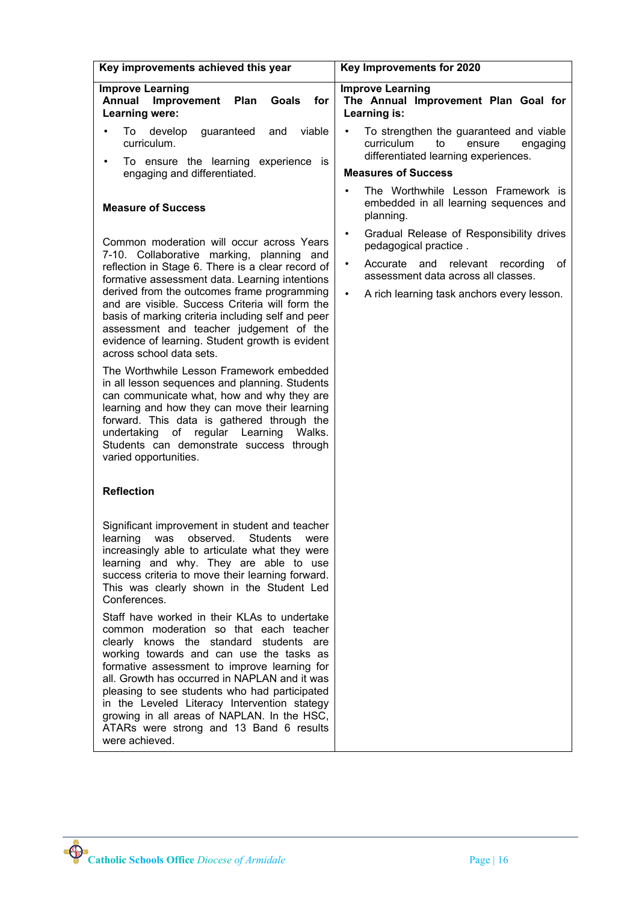| Key improvements achieved this year | Key Improvements for 2020 |
| --- | --- |
| **Improve Learning**<br>**Annual Improvement Plan Goals for Learning were:**<br>• To develop guaranteed and viable curriculum.<br>• To ensure the learning experience is engaging and differentiated.<br><br>**Measure of Success**<br><br>Common moderation will occur across Years 7-10. Collaborative marking, planning and reflection in Stage 6. There is a clear record of formative assessment data. Learning intentions derived from the outcomes frame programming and are visible. Success Criteria will form the basis of marking criteria including self and peer assessment and teacher judgement of the evidence of learning. Student growth is evident across school data sets.<br><br>The Worthwhile Lesson Framework embedded in all lesson sequences and planning. Students can communicate what, how and why they are learning and how they can move their learning forward. This data is gathered through the undertaking of regular Learning Walks. Students can demonstrate success through varied opportunities.<br><br>**Reflection**<br><br>Significant improvement in student and teacher learning was observed. Students were increasingly able to articulate what they were learning and why. They are able to use success criteria to move their learning forward. This was clearly shown in the Student Led Conferences.<br><br>Staff have worked in their KLAs to undertake common moderation so that each teacher clearly knows the standard students are working towards and can use the tasks as formative assessment to improve learning for all. Growth has occurred in NAPLAN and it was pleasing to see students who had participated in the Leveled Literacy Intervention stategy growing in all areas of NAPLAN. In the HSC, ATARs were strong and 13 Band 6 results were achieved. | **Improve Learning**<br>**The Annual Improvement Plan Goal for Learning is:**<br>• To strengthen the guaranteed and viable curriculum to ensure engaging differentiated learning experiences.<br><br>**Measures of Success**<br>• The Worthwhile Lesson Framework is embedded in all learning sequences and planning.<br>• Gradual Release of Responsibility drives pedagogical practice .<br>• Accurate and relevant recording of assessment data across all classes.<br>• A rich learning task anchors every lesson. |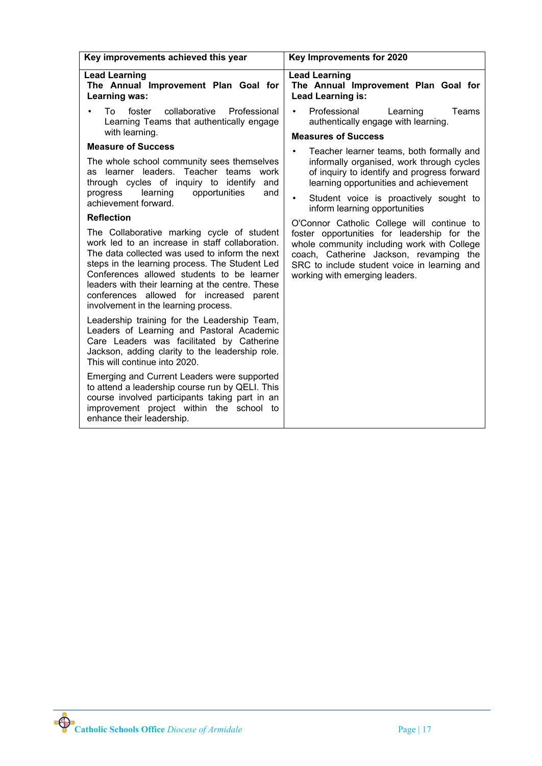| Key improvements achieved this year | Key Improvements for 2020 |
|---|---|
| **Lead Learning**<br>**The Annual Improvement Plan Goal for Learning was:**<br>• To foster collaborative Professional Learning Teams that authentically engage with learning.<br>**Measure of Success**<br>The whole school community sees themselves as learner leaders. Teacher teams work through cycles of inquiry to identify and progress learning opportunities and achievement forward.<br>**Reflection**<br>The Collaborative marking cycle of student work led to an increase in staff collaboration. The data collected was used to inform the next steps in the learning process. The Student Led Conferences allowed students to be learner leaders with their learning at the centre. These conferences allowed for increased parent involvement in the learning process.<br>Leadership training for the Leadership Team, Leaders of Learning and Pastoral Academic Care Leaders was facilitated by Catherine Jackson, adding clarity to the leadership role. This will continue into 2020.<br>Emerging and Current Leaders were supported to attend a leadership course run by QELI. This course involved participants taking part in an improvement project within the school to enhance their leadership. | **Lead Learning**<br>**The Annual Improvement Plan Goal for Lead Learning is:**<br>• Professional Learning Teams authentically engage with learning.<br>**Measures of Success**<br>• Teacher learner teams, both formally and informally organised, work through cycles of inquiry to identify and progress forward learning opportunities and achievement<br>• Student voice is proactively sought to inform learning opportunities<br>O'Connor Catholic College will continue to foster opportunities for leadership for the whole community including work with College coach, Catherine Jackson, revamping the SRC to include student voice in learning and working with emerging leaders. |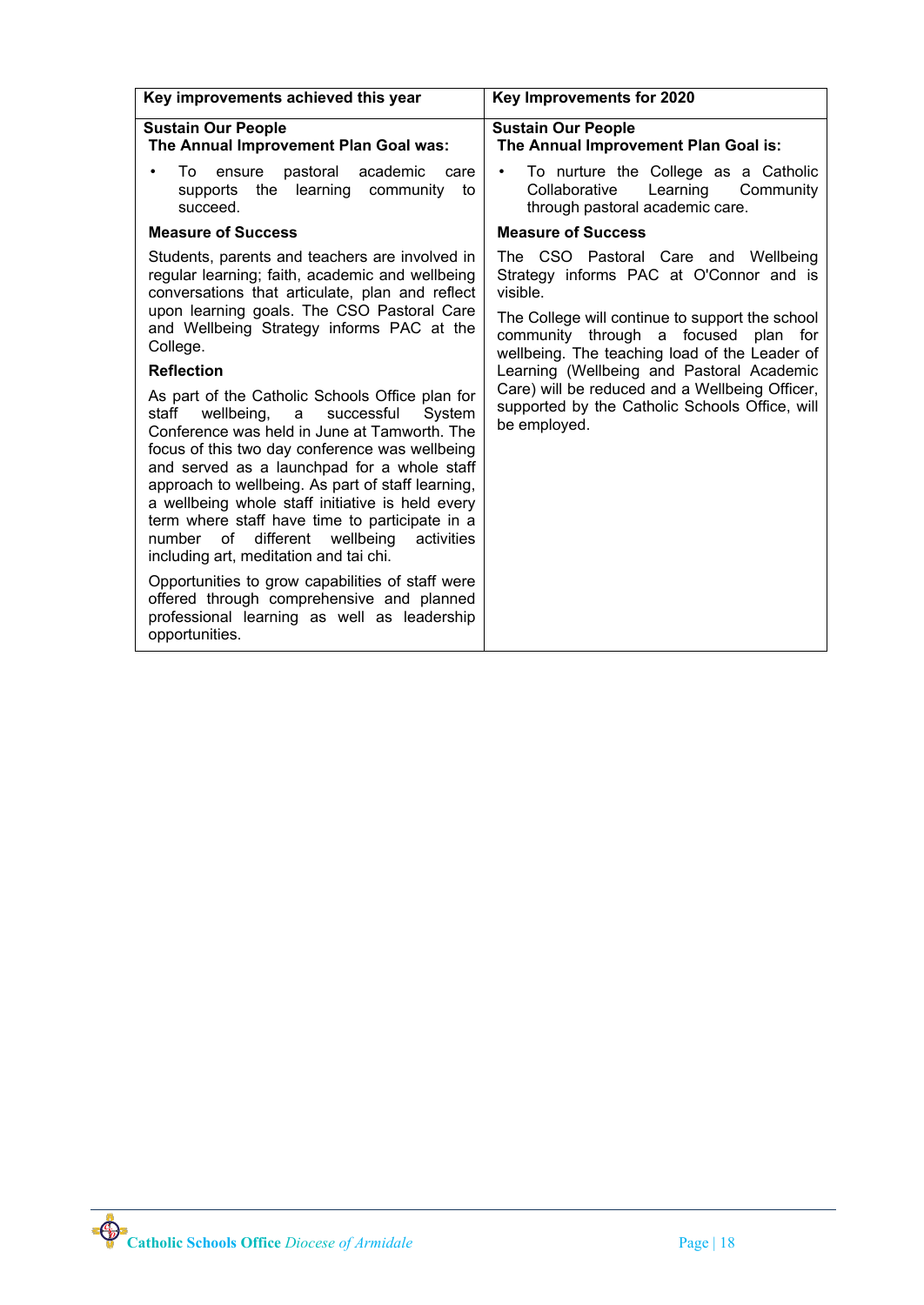| Key improvements achieved this year | Key Improvements for 2020 |
|---|---|
| **Sustain Our People**<br>**The Annual Improvement Plan Goal was:**<br>• To ensure pastoral academic care supports the learning community to succeed.<br>**Measure of Success**<br>Students, parents and teachers are involved in regular learning; faith, academic and wellbeing conversations that articulate, plan and reflect upon learning goals. The CSO Pastoral Care and Wellbeing Strategy informs PAC at the College.<br>**Reflection**<br>As part of the Catholic Schools Office plan for staff wellbeing, a successful System Conference was held in June at Tamworth. The focus of this two day conference was wellbeing and served as a launchpad for a whole staff approach to wellbeing. As part of staff learning, a wellbeing whole staff initiative is held every term where staff have time to participate in a number of different wellbeing activities including art, meditation and tai chi.<br>Opportunities to grow capabilities of staff were offered through comprehensive and planned professional learning as well as leadership opportunities. | **Sustain Our People**<br>**The Annual Improvement Plan Goal is:**<br>• To nurture the College as a Catholic Collaborative Learning Community through pastoral academic care.<br>**Measure of Success**<br>The CSO Pastoral Care and Wellbeing Strategy informs PAC at O'Connor and is visible.<br>The College will continue to support the school community through a focused plan for wellbeing. The teaching load of the Leader of Learning (Wellbeing and Pastoral Academic Care) will be reduced and a Wellbeing Officer, supported by the Catholic Schools Office, will be employed. |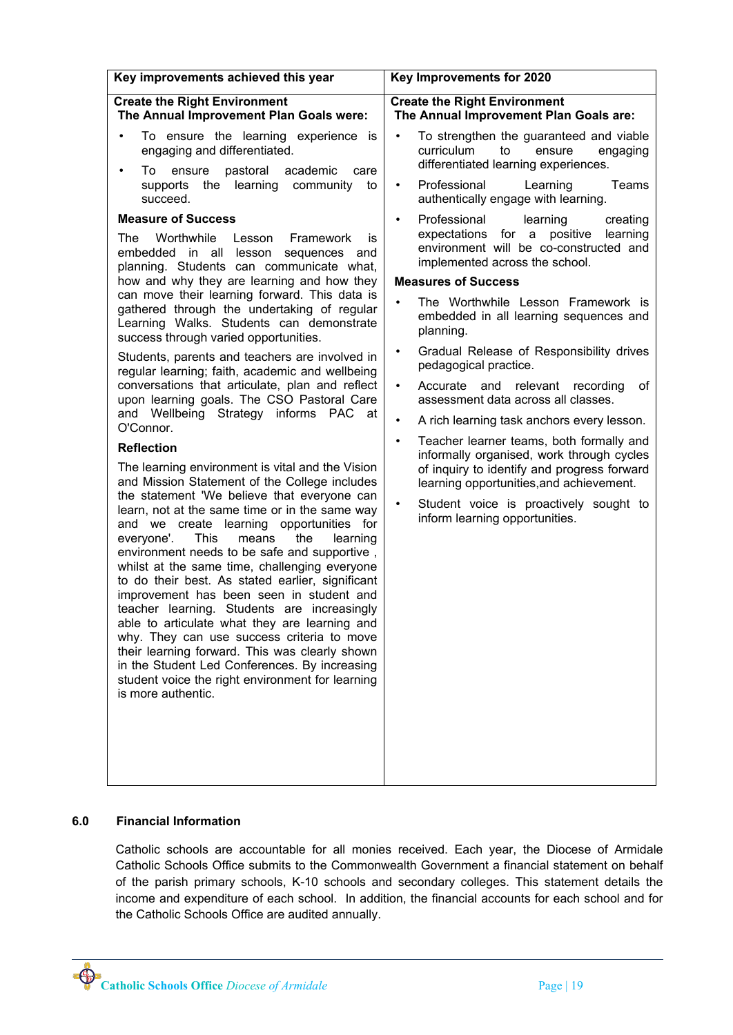| Key improvements achieved this year | Key Improvements for 2020 |
|---|---|
| **Create the Right Environment**<br>**The Annual Improvement Plan Goals were:**<br>• To ensure the learning experience is engaging and differentiated.<br>• To ensure pastoral academic care supports the learning community to succeed.<br><br>**Measure of Success**<br>The Worthwhile Lesson Framework is embedded in all lesson sequences and planning. Students can communicate what, how and why they are learning and how they can move their learning forward. This data is gathered through the undertaking of regular Learning Walks. Students can demonstrate success through varied opportunities.<br><br>Students, parents and teachers are involved in regular learning; faith, academic and wellbeing conversations that articulate, plan and reflect upon learning goals. The CSO Pastoral Care and Wellbeing Strategy informs PAC at O'Connor.<br><br>**Reflection**<br>The learning environment is vital and the Vision and Mission Statement of the College includes the statement 'We believe that everyone can learn, not at the same time or in the same way and we create learning opportunities for everyone'. This means the learning environment needs to be safe and supportive , whilst at the same time, challenging everyone to do their best. As stated earlier, significant improvement has been seen in student and teacher learning. Students are increasingly able to articulate what they are learning and why. They can use success criteria to move their learning forward. This was clearly shown in the Student Led Conferences. By increasing student voice the right environment for learning is more authentic. | **Create the Right Environment**<br>**The Annual Improvement Plan Goals are:**<br>• To strengthen the guaranteed and viable curriculum to ensure engaging differentiated learning experiences.<br>• Professional Learning Teams authentically engage with learning.<br>• Professional learning creating expectations for a positive learning environment will be co-constructed and implemented across the school.<br><br>**Measures of Success**<br>• The Worthwhile Lesson Framework is embedded in all learning sequences and planning.<br>• Gradual Release of Responsibility drives pedagogical practice.<br>• Accurate and relevant recording of assessment data across all classes.<br>• A rich learning task anchors every lesson.<br>• Teacher learner teams, both formally and informally organised, work through cycles of inquiry to identify and progress forward learning opportunities,and achievement.<br>• Student voice is proactively sought to inform learning opportunities. |

## 6.0 Financial Information

Catholic schools are accountable for all monies received. Each year, the Diocese of Armidale Catholic Schools Office submits to the Commonwealth Government a financial statement on behalf of the parish primary schools, K-10 schools and secondary colleges. This statement details the income and expenditure of each school. In addition, the financial accounts for each school and for the Catholic Schools Office are audited annually.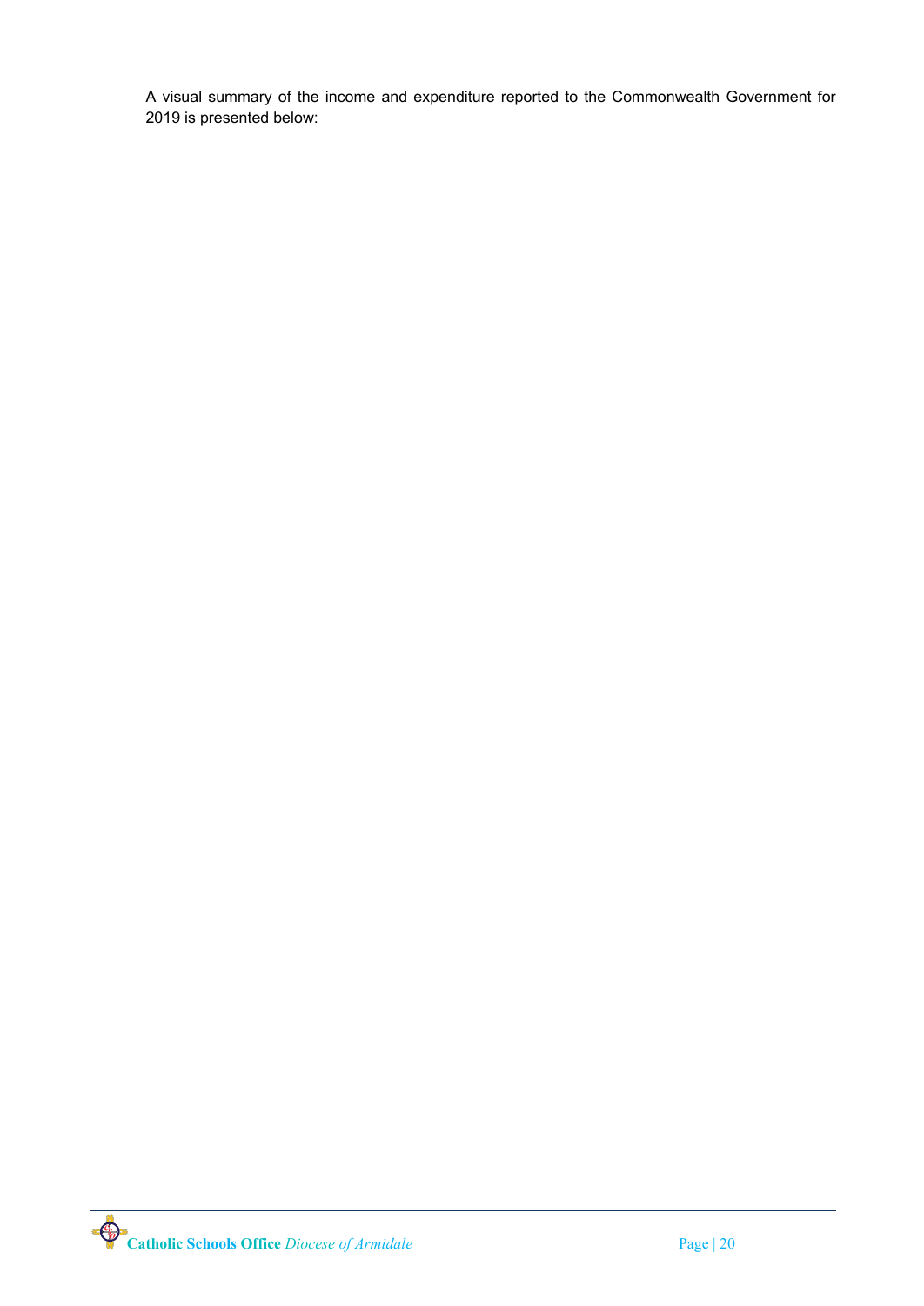A visual summary of the income and expenditure reported to the Commonwealth Government for 2019 is presented below: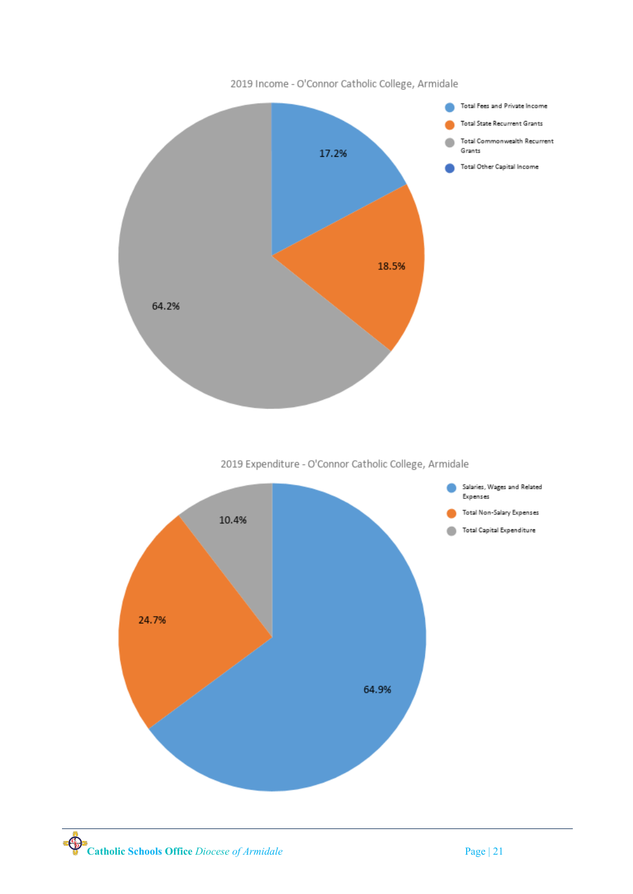2019 Income - O'Connor Catholic College, Armidale

Total Fees and Private Income

Total State Recurrent Grants

Total Commonwealth Recurrent Grants

Total Other Capital Income

17.2%

18.5%

64.2%

2019 Expenditure - O'Connor Catholic College, Armidale

Salaries, Wages and Related Expenses

Total Non-Salary Expenses

Total Capital Expenditure

10.4%

24.7%

64.9%